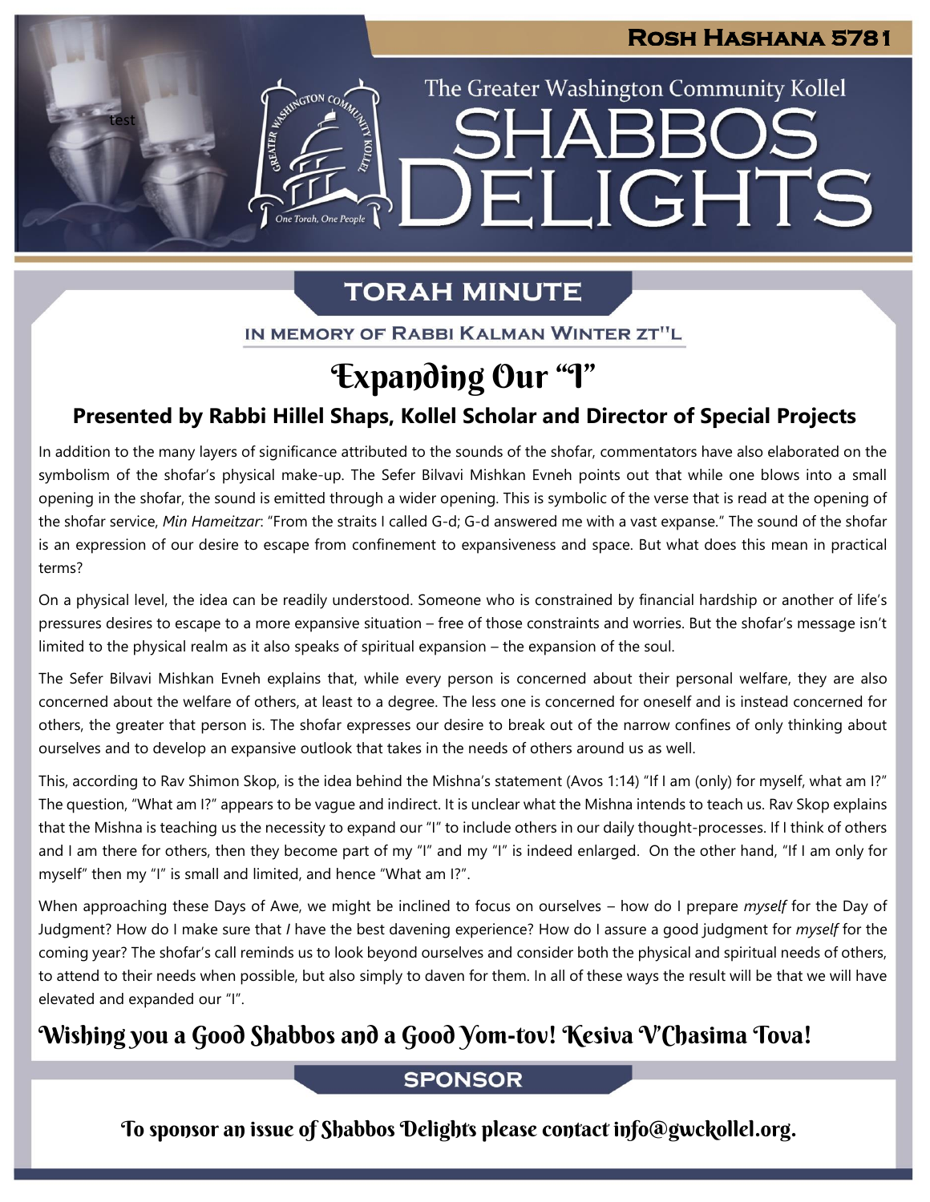# Rosh Hashana 5781

The Greater Washington Community Kollel

# Shabbos Delights

## Torah Minute

IN MEMORY OF RABBI KALMAN WINTER ZT"L

## Expanding Our "I"

**Presented by Rabbi Hillel Shaps, Kollel Scholar and Director of Special Projects**

In addition to the many layers of significance attributed to the sounds of the shofar, commentators have also elaborated on the symbolism of the shofar's physical make-up. The Sefer Bilvavi Mishkan Evneh points out that while one blows into a small opening in the shofar, the sound is emitted through a wider opening. This is symbolic of the verse that is read at the opening of the shofar service, *Min Hameitzar*: "From the straits I called G-d; G-d answered me with a vast expanse." The sound of the shofar is an expression of our desire to escape from confinement to expansiveness and space. But what does this mean in practical terms?

On a physical level, the idea can be readily understood. Someone who is constrained by financial hardship or another of life's pressures desires to escape to a more expansive situation – free of those constraints and worries. But the shofar's message isn't limited to the physical realm as it also speaks of spiritual expansion – the expansion of the soul.

The Sefer Bilvavi Mishkan Evneh explains that, while every person is concerned about their personal welfare, they are also concerned about the welfare of others, at least to a degree. The less one is concerned for oneself and is instead concerned for others, the greater that person is. The shofar expresses our desire to break out of the narrow confines of only thinking about ourselves and to develop an expansive outlook that takes in the needs of others around us as well.

This, according to Rav Shimon Skop, is the idea behind the Mishna's statement (Avos 1:14) "If I am (only) for myself, what am I?" The question, "What am I?" appears to be vague and indirect. It is unclear what the Mishna intends to teach us. Rav Skop explains that the Mishna is teaching us the necessity to expand our "I" to include others in our daily thought-processes. If I think of others and I am there for others, then they become part of my "I" and my "I" is indeed enlarged. On the other hand, "If I am only for myself" then my "I" is small and limited, and hence "What am I?".

When approaching these Days of Awe, we might be inclined to focus on ourselves – how do I prepare *myself* for the Day of Judgment? How do I make sure that *I* have the best davening experience? How do I assure a good judgment for *myself* for the coming year? The shofar's call reminds us to look beyond ourselves and consider both the physical and spiritual needs of others, to attend to their needs when possible, but also simply to daven for them. In all of these ways the result will be that we will have elevated and expanded our "I".

### Wishing you a Good Shabbos and a Good Yom-tov! Kesiva V'Chasima Tova!

## Sponsor

To sponsor an issue of Shabbos Delights please contact info@gwckollel.org.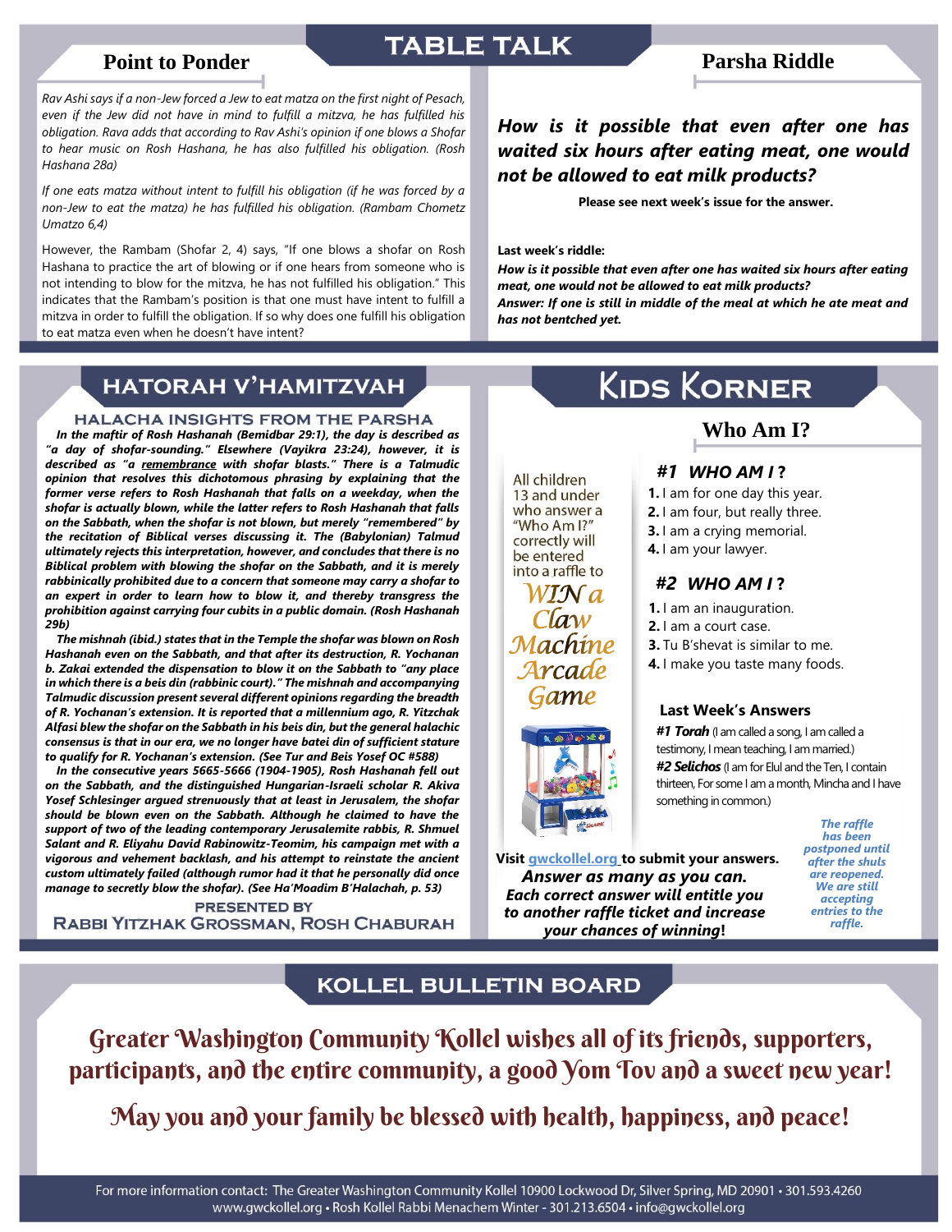# TABLE TALK

## Point to Ponder

*Rav Ashi says if a non-Jew forced a Jew to eat matza on the first night of Pesach, even if the Jew did not have in mind to fulfill a mitzva, he has fulfilled his obligation. Rava adds that according to Rav Ashi's opinion if one blows a Shofar to hear music on Rosh Hashana, he has also fulfilled his obligation. (Rosh Hashana 28a)*

*If one eats matza without intent to fulfill his obligation (if he was forced by a non-Jew to eat the matza) he has fulfilled his obligation. (Rambam Chometz Umatzo 6,4)*

However, the Rambam (Shofar 2, 4) says, "If one blows a shofar on Rosh Hashana to practice the art of blowing or if one hears from someone who is not intending to blow for the mitzva, he has not fulfilled his obligation." This indicates that the Rambam's position is that one must have intent to fulfill a mitzva in order to fulfill the obligation. If so why does one fulfill his obligation to eat matza even when he doesn't have intent?

## Parsha Riddle

***How is it possible that even after one has waited six hours after eating meat, one would not be allowed to eat milk products?***

**Please see next week's issue for the answer.**

**Last week's riddle:**

***How is it possible that even after one has waited six hours after eating meat, one would not be allowed to eat milk products?***

***Answer: If one is still in middle of the meal at which he ate meat and has not bentched yet.***

# HATORAH V'HAMITZVAH

## HALACHA INSIGHTS FROM THE PARSHA

***In the maftir of Rosh Hashanah (Bemidbar 29:1), the day is described as "a day of shofar-sounding." Elsewhere (Vayikra 23:24), however, it is described as "a remembrance with shofar blasts." There is a Talmudic opinion that resolves this dichotomous phrasing by explaining that the former verse refers to Rosh Hashanah that falls on a weekday, when the shofar is actually blown, while the latter refers to Rosh Hashanah that falls on the Sabbath, when the shofar is not blown, but merely "remembered" by the recitation of Biblical verses discussing it. The (Babylonian) Talmud ultimately rejects this interpretation, however, and concludes that there is no Biblical problem with blowing the shofar on the Sabbath, and it is merely rabbinically prohibited due to a concern that someone may carry a shofar to an expert in order to learn how to blow it, and thereby transgress the prohibition against carrying four cubits in a public domain. (Rosh Hashanah 29b)***

***The mishnah (ibid.) states that in the Temple the shofar was blown on Rosh Hashanah even on the Sabbath, and that after its destruction, R. Yochanan b. Zakai extended the dispensation to blow it on the Sabbath to "any place in which there is a beis din (rabbinic court)." The mishnah and accompanying Talmudic discussion present several different opinions regarding the breadth of R. Yochanan's extension. It is reported that a millennium ago, R. Yitzchak Alfasi blew the shofar on the Sabbath in his beis din, but the general halachic consensus is that in our era, we no longer have batei din of sufficient stature to qualify for R. Yochanan's extension. (See Tur and Beis Yosef OC #588)***

***In the consecutive years 5665-5666 (1904-1905), Rosh Hashanah fell out on the Sabbath, and the distinguished Hungarian-Israeli scholar R. Akiva Yosef Schlesinger argued strenuously that at least in Jerusalem, the shofar should be blown even on the Sabbath. Although he claimed to have the support of two of the leading contemporary Jerusalemite rabbis, R. Shmuel Salant and R. Eliyahu David Rabinowitz-Teomim, his campaign met with a vigorous and vehement backlash, and his attempt to reinstate the ancient custom ultimately failed (although rumor had it that he personally did once manage to secretly blow the shofar). (See Ha'Moadim B'Halachah, p. 53)***

PRESENTED BY
RABBI YITZHAK GROSSMAN, ROSH CHABURAH

# KIDS KORNER

## Who Am I?

All children 13 and under who answer a "Who Am I?" correctly will be entered into a raffle to WIN a Claw Machine Arcade Game

### #1 WHO AM I ?

1. I am for one day this year.
2. I am four, but really three.
3. I am a crying memorial.
4. I am your lawyer.

### #2 WHO AM I ?

1. I am an inauguration.
2. I am a court case.
3. Tu B'shevat is similar to me.
4. I make you taste many foods.

### Last Week's Answers

***#1 Torah*** (I am called a song, I am called a testimony, I mean teaching, I am married.)

***#2 Selichos*** (I am for Elul and the Ten, I contain thirteen, For some I am a month, Mincha and I have something in common.)

**Visit gwckollel.org to submit your answers.**

***Answer as many as you can. Each correct answer will entitle you to another raffle ticket and increase your chances of winning!***

***The raffle has been postponed until after the shuls are reopened. We are still accepting entries to the raffle.***

# KOLLEL BULLETIN BOARD

Greater Washington Community Kollel wishes all of its friends, supporters, participants, and the entire community, a good Yom Tov and a sweet new year!

May you and your family be blessed with health, happiness, and peace!

For more information contact: The Greater Washington Community Kollel 10900 Lockwood Dr, Silver Spring, MD 20901 • 301.593.4260
www.gwckollel.org • Rosh Kollel Rabbi Menachem Winter - 301.213.6504 • info@gwckollel.org